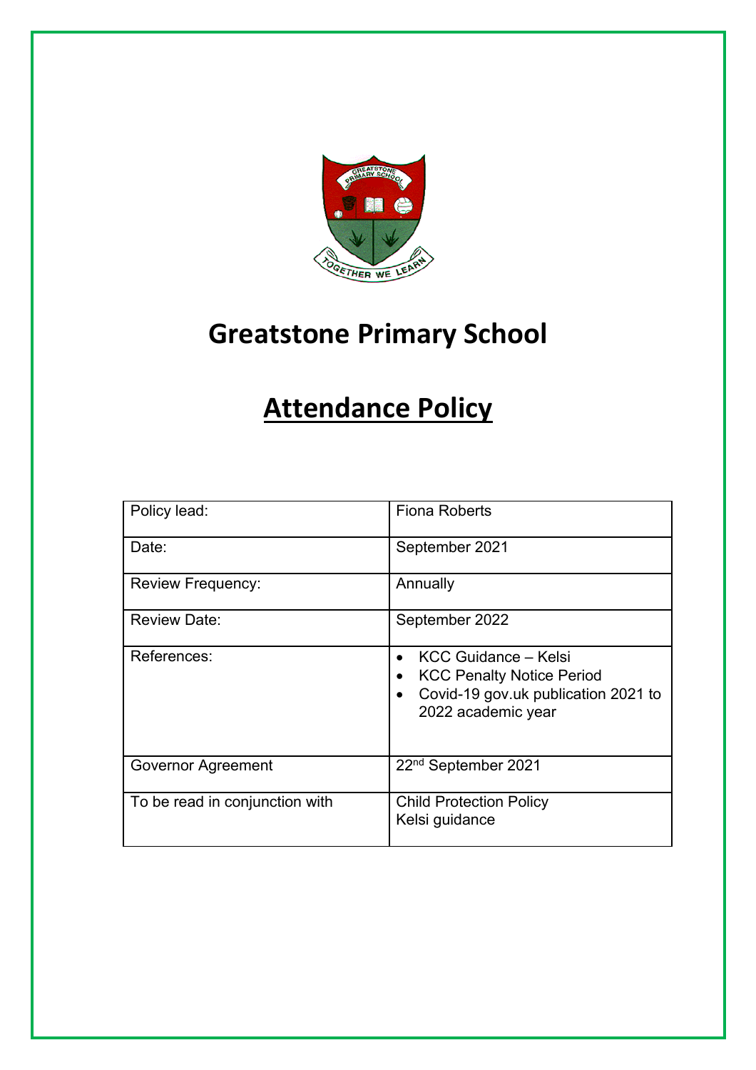# Greatstone Primary School

# Attendance Policy

| Policy lead: | Fiona Roberts |
|---|---|
| Date: | September 2021 |
| Review Frequency: | Annually |
| Review Date: | September 2022 |
| References: | • KCC Guidance – Kelsi<br>• KCC Penalty Notice Period<br>• Covid-19 gov.uk publication 2021 to 2022 academic year |
| Governor Agreement | 22nd September 2021 |
| To be read in conjunction with | Child Protection Policy<br>Kelsi guidance |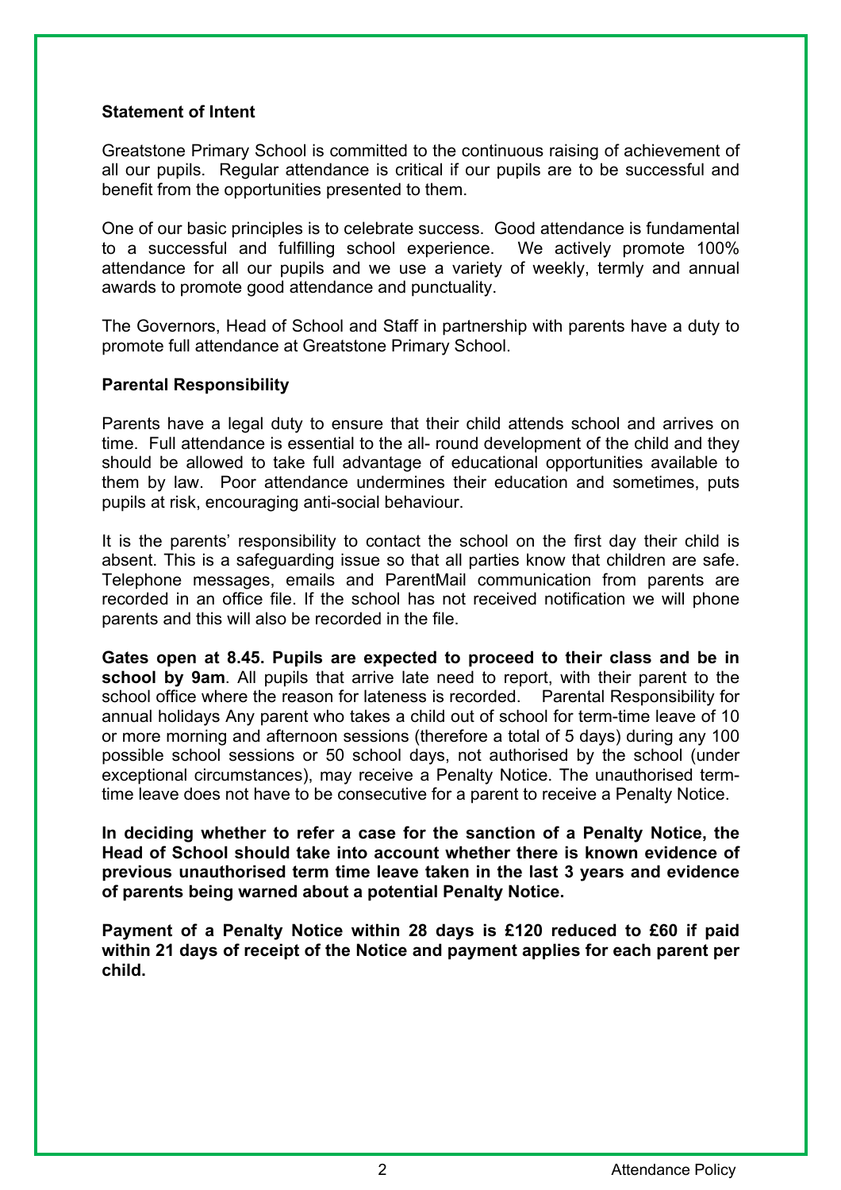**Statement of Intent**

Greatstone Primary School is committed to the continuous raising of achievement of all our pupils. Regular attendance is critical if our pupils are to be successful and benefit from the opportunities presented to them.

One of our basic principles is to celebrate success. Good attendance is fundamental to a successful and fulfilling school experience. We actively promote 100% attendance for all our pupils and we use a variety of weekly, termly and annual awards to promote good attendance and punctuality.

The Governors, Head of School and Staff in partnership with parents have a duty to promote full attendance at Greatstone Primary School.

**Parental Responsibility**

Parents have a legal duty to ensure that their child attends school and arrives on time. Full attendance is essential to the all- round development of the child and they should be allowed to take full advantage of educational opportunities available to them by law. Poor attendance undermines their education and sometimes, puts pupils at risk, encouraging anti-social behaviour.

It is the parents' responsibility to contact the school on the first day their child is absent. This is a safeguarding issue so that all parties know that children are safe. Telephone messages, emails and ParentMail communication from parents are recorded in an office file. If the school has not received notification we will phone parents and this will also be recorded in the file.

**Gates open at 8.45. Pupils are expected to proceed to their class and be in school by 9am**. All pupils that arrive late need to report, with their parent to the school office where the reason for lateness is recorded. Parental Responsibility for annual holidays Any parent who takes a child out of school for term-time leave of 10 or more morning and afternoon sessions (therefore a total of 5 days) during any 100 possible school sessions or 50 school days, not authorised by the school (under exceptional circumstances), may receive a Penalty Notice. The unauthorised term-time leave does not have to be consecutive for a parent to receive a Penalty Notice.

**In deciding whether to refer a case for the sanction of a Penalty Notice, the Head of School should take into account whether there is known evidence of previous unauthorised term time leave taken in the last 3 years and evidence of parents being warned about a potential Penalty Notice.**

**Payment of a Penalty Notice within 28 days is £120 reduced to £60 if paid within 21 days of receipt of the Notice and payment applies for each parent per child.**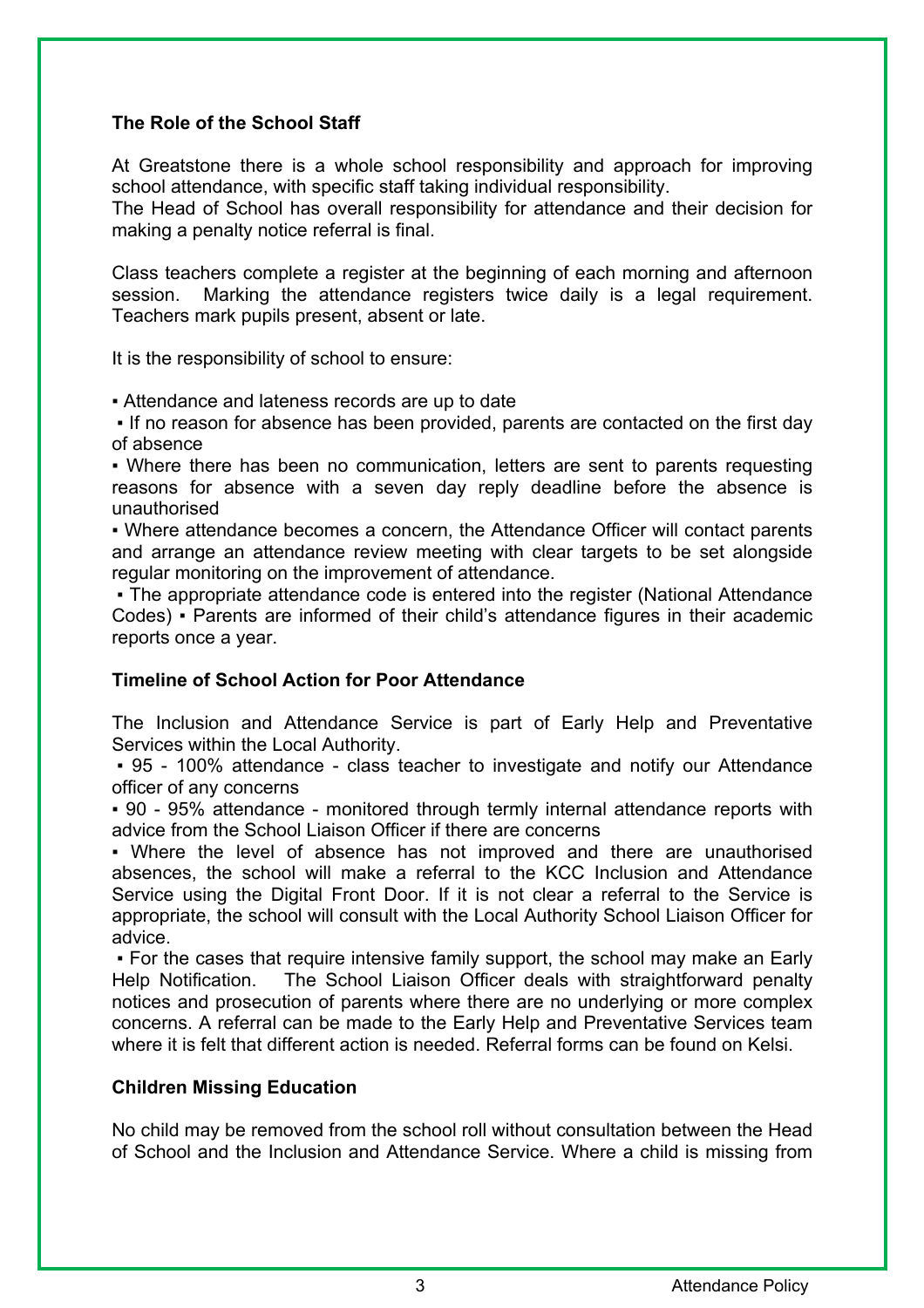## The Role of the School Staff

At Greatstone there is a whole school responsibility and approach for improving school attendance, with specific staff taking individual responsibility.
The Head of School has overall responsibility for attendance and their decision for making a penalty notice referral is final.

Class teachers complete a register at the beginning of each morning and afternoon session. Marking the attendance registers twice daily is a legal requirement. Teachers mark pupils present, absent or late.

It is the responsibility of school to ensure:

- Attendance and lateness records are up to date
- If no reason for absence has been provided, parents are contacted on the first day of absence
- Where there has been no communication, letters are sent to parents requesting reasons for absence with a seven day reply deadline before the absence is unauthorised
- Where attendance becomes a concern, the Attendance Officer will contact parents and arrange an attendance review meeting with clear targets to be set alongside regular monitoring on the improvement of attendance.
- The appropriate attendance code is entered into the register (National Attendance Codes)
- Parents are informed of their child's attendance figures in their academic reports once a year.

## Timeline of School Action for Poor Attendance

The Inclusion and Attendance Service is part of Early Help and Preventative Services within the Local Authority.

- 95 - 100% attendance - class teacher to investigate and notify our Attendance officer of any concerns
- 90 - 95% attendance - monitored through termly internal attendance reports with advice from the School Liaison Officer if there are concerns
- Where the level of absence has not improved and there are unauthorised absences, the school will make a referral to the KCC Inclusion and Attendance Service using the Digital Front Door. If it is not clear a referral to the Service is appropriate, the school will consult with the Local Authority School Liaison Officer for advice.
- For the cases that require intensive family support, the school may make an Early Help Notification. The School Liaison Officer deals with straightforward penalty notices and prosecution of parents where there are no underlying or more complex concerns. A referral can be made to the Early Help and Preventative Services team where it is felt that different action is needed. Referral forms can be found on Kelsi.

## Children Missing Education

No child may be removed from the school roll without consultation between the Head of School and the Inclusion and Attendance Service. Where a child is missing from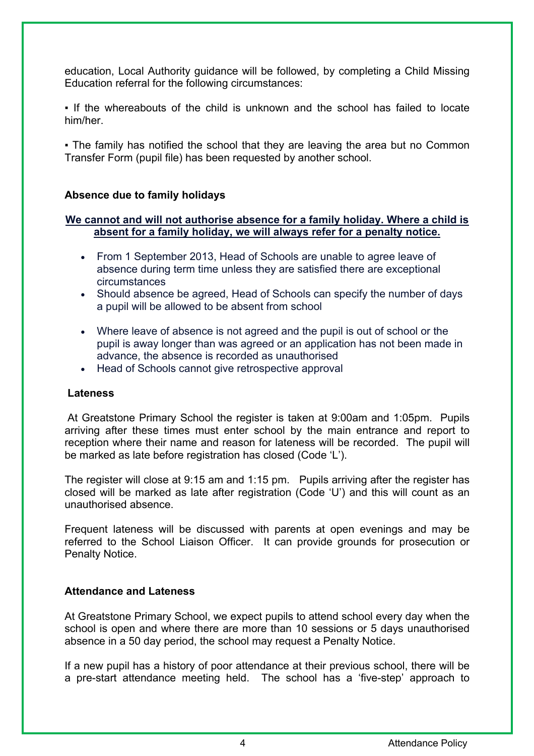education, Local Authority guidance will be followed, by completing a Child Missing Education referral for the following circumstances:

▪ If the whereabouts of the child is unknown and the school has failed to locate him/her.

▪ The family has notified the school that they are leaving the area but no Common Transfer Form (pupil file) has been requested by another school.

**Absence due to family holidays**

**<u>We cannot and will not authorise absence for a family holiday. Where a child is absent for a family holiday, we will always refer for a penalty notice.</u>**

- From 1 September 2013, Head of Schools are unable to agree leave of absence during term time unless they are satisfied there are exceptional circumstances
- Should absence be agreed, Head of Schools can specify the number of days a pupil will be allowed to be absent from school
- Where leave of absence is not agreed and the pupil is out of school or the pupil is away longer than was agreed or an application has not been made in advance, the absence is recorded as unauthorised
- Head of Schools cannot give retrospective approval

**Lateness**

At Greatstone Primary School the register is taken at 9:00am and 1:05pm. Pupils arriving after these times must enter school by the main entrance and report to reception where their name and reason for lateness will be recorded. The pupil will be marked as late before registration has closed (Code 'L').

The register will close at 9:15 am and 1:15 pm. Pupils arriving after the register has closed will be marked as late after registration (Code 'U') and this will count as an unauthorised absence.

Frequent lateness will be discussed with parents at open evenings and may be referred to the School Liaison Officer. It can provide grounds for prosecution or Penalty Notice.

**Attendance and Lateness**

At Greatstone Primary School, we expect pupils to attend school every day when the school is open and where there are more than 10 sessions or 5 days unauthorised absence in a 50 day period, the school may request a Penalty Notice.

If a new pupil has a history of poor attendance at their previous school, there will be a pre-start attendance meeting held. The school has a 'five-step' approach to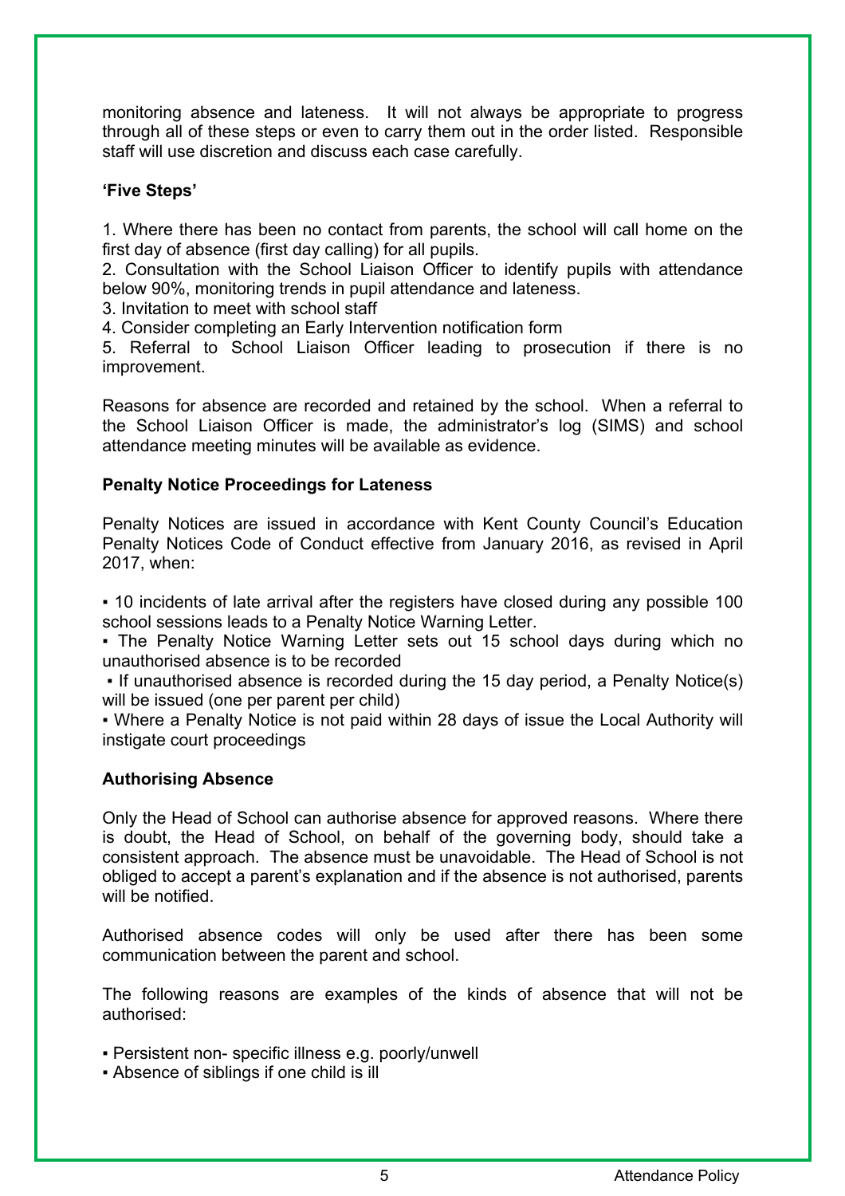monitoring absence and lateness. It will not always be appropriate to progress through all of these steps or even to carry them out in the order listed. Responsible staff will use discretion and discuss each case carefully.

**'Five Steps'**

1. Where there has been no contact from parents, the school will call home on the first day of absence (first day calling) for all pupils.
2. Consultation with the School Liaison Officer to identify pupils with attendance below 90%, monitoring trends in pupil attendance and lateness.
3. Invitation to meet with school staff
4. Consider completing an Early Intervention notification form
5. Referral to School Liaison Officer leading to prosecution if there is no improvement.

Reasons for absence are recorded and retained by the school. When a referral to the School Liaison Officer is made, the administrator's log (SIMS) and school attendance meeting minutes will be available as evidence.

**Penalty Notice Proceedings for Lateness**

Penalty Notices are issued in accordance with Kent County Council's Education Penalty Notices Code of Conduct effective from January 2016, as revised in April 2017, when:

- 10 incidents of late arrival after the registers have closed during any possible 100 school sessions leads to a Penalty Notice Warning Letter.
- The Penalty Notice Warning Letter sets out 15 school days during which no unauthorised absence is to be recorded
- If unauthorised absence is recorded during the 15 day period, a Penalty Notice(s) will be issued (one per parent per child)
- Where a Penalty Notice is not paid within 28 days of issue the Local Authority will instigate court proceedings

**Authorising Absence**

Only the Head of School can authorise absence for approved reasons. Where there is doubt, the Head of School, on behalf of the governing body, should take a consistent approach. The absence must be unavoidable. The Head of School is not obliged to accept a parent's explanation and if the absence is not authorised, parents will be notified.

Authorised absence codes will only be used after there has been some communication between the parent and school.

The following reasons are examples of the kinds of absence that will not be authorised:

- Persistent non- specific illness e.g. poorly/unwell
- Absence of siblings if one child is ill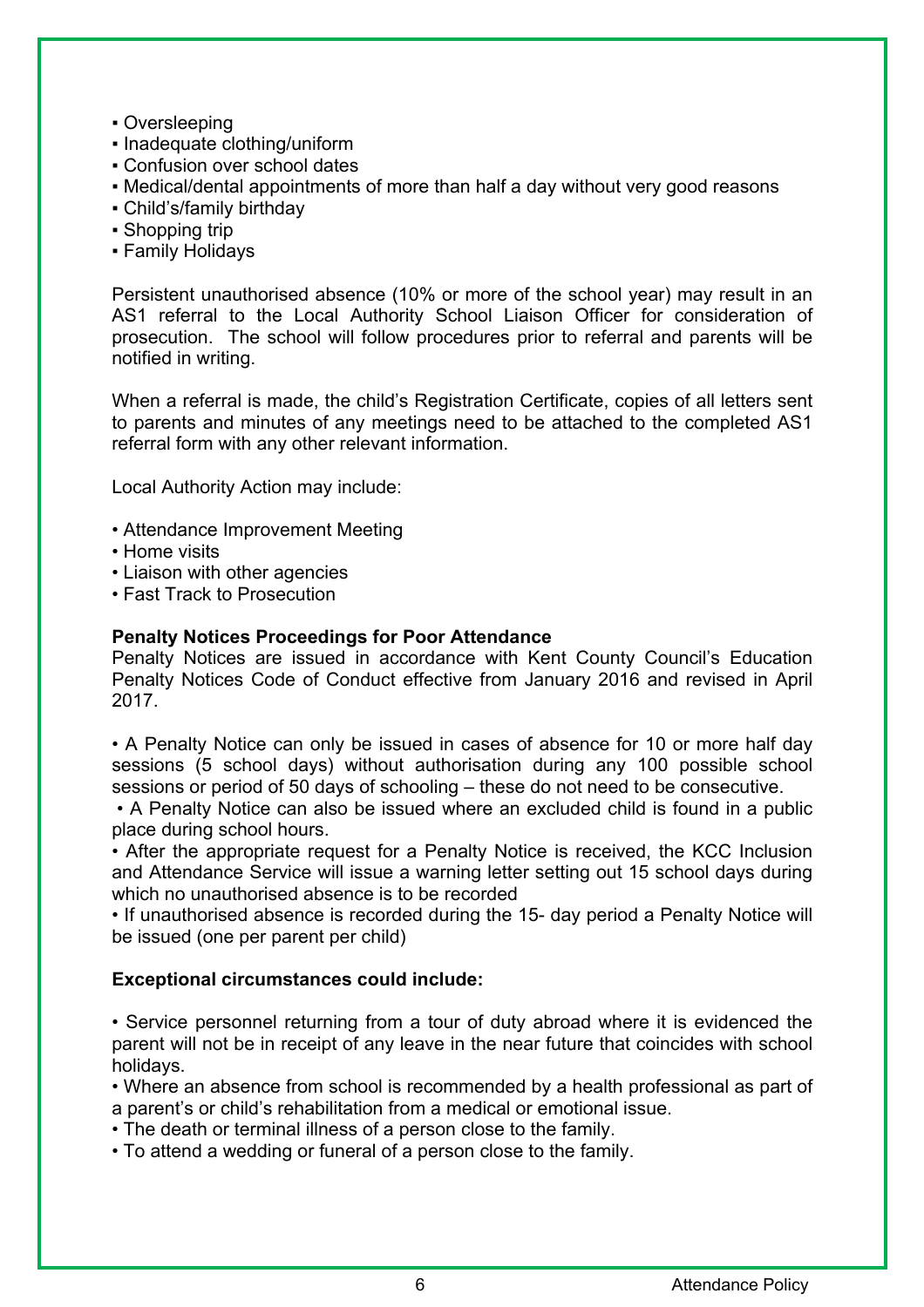- Oversleeping
- Inadequate clothing/uniform
- Confusion over school dates
- Medical/dental appointments of more than half a day without very good reasons
- Child's/family birthday
- Shopping trip
- Family Holidays

Persistent unauthorised absence (10% or more of the school year) may result in an AS1 referral to the Local Authority School Liaison Officer for consideration of prosecution. The school will follow procedures prior to referral and parents will be notified in writing.

When a referral is made, the child's Registration Certificate, copies of all letters sent to parents and minutes of any meetings need to be attached to the completed AS1 referral form with any other relevant information.

Local Authority Action may include:

- Attendance Improvement Meeting
- Home visits
- Liaison with other agencies
- Fast Track to Prosecution

**Penalty Notices Proceedings for Poor Attendance**

Penalty Notices are issued in accordance with Kent County Council's Education Penalty Notices Code of Conduct effective from January 2016 and revised in April 2017.

- A Penalty Notice can only be issued in cases of absence for 10 or more half day sessions (5 school days) without authorisation during any 100 possible school sessions or period of 50 days of schooling – these do not need to be consecutive.
- A Penalty Notice can also be issued where an excluded child is found in a public place during school hours.
- After the appropriate request for a Penalty Notice is received, the KCC Inclusion and Attendance Service will issue a warning letter setting out 15 school days during which no unauthorised absence is to be recorded
- If unauthorised absence is recorded during the 15- day period a Penalty Notice will be issued (one per parent per child)

**Exceptional circumstances could include:**

- Service personnel returning from a tour of duty abroad where it is evidenced the parent will not be in receipt of any leave in the near future that coincides with school holidays.
- Where an absence from school is recommended by a health professional as part of a parent's or child's rehabilitation from a medical or emotional issue.
- The death or terminal illness of a person close to the family.
- To attend a wedding or funeral of a person close to the family.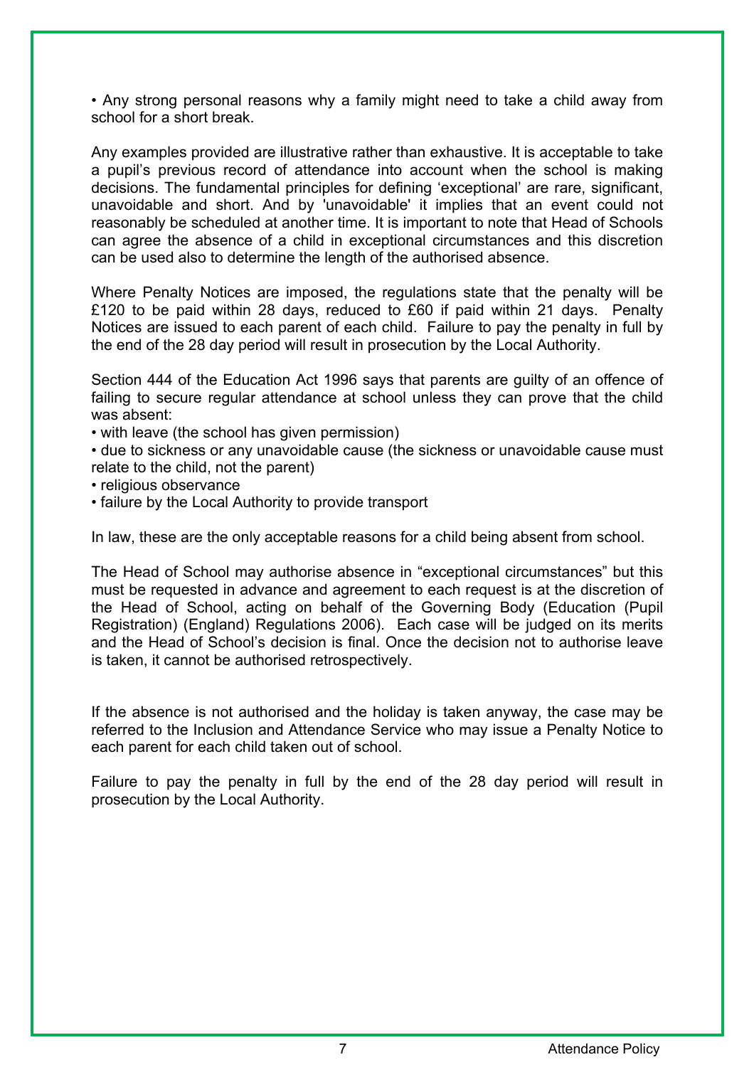- Any strong personal reasons why a family might need to take a child away from school for a short break.

Any examples provided are illustrative rather than exhaustive. It is acceptable to take a pupil's previous record of attendance into account when the school is making decisions. The fundamental principles for defining 'exceptional' are rare, significant, unavoidable and short. And by 'unavoidable' it implies that an event could not reasonably be scheduled at another time. It is important to note that Head of Schools can agree the absence of a child in exceptional circumstances and this discretion can be used also to determine the length of the authorised absence.

Where Penalty Notices are imposed, the regulations state that the penalty will be £120 to be paid within 28 days, reduced to £60 if paid within 21 days. Penalty Notices are issued to each parent of each child. Failure to pay the penalty in full by the end of the 28 day period will result in prosecution by the Local Authority.

Section 444 of the Education Act 1996 says that parents are guilty of an offence of failing to secure regular attendance at school unless they can prove that the child was absent:

- with leave (the school has given permission)
- due to sickness or any unavoidable cause (the sickness or unavoidable cause must relate to the child, not the parent)
- religious observance
- failure by the Local Authority to provide transport

In law, these are the only acceptable reasons for a child being absent from school.

The Head of School may authorise absence in "exceptional circumstances" but this must be requested in advance and agreement to each request is at the discretion of the Head of School, acting on behalf of the Governing Body (Education (Pupil Registration) (England) Regulations 2006). Each case will be judged on its merits and the Head of School's decision is final. Once the decision not to authorise leave is taken, it cannot be authorised retrospectively.

If the absence is not authorised and the holiday is taken anyway, the case may be referred to the Inclusion and Attendance Service who may issue a Penalty Notice to each parent for each child taken out of school.

Failure to pay the penalty in full by the end of the 28 day period will result in prosecution by the Local Authority.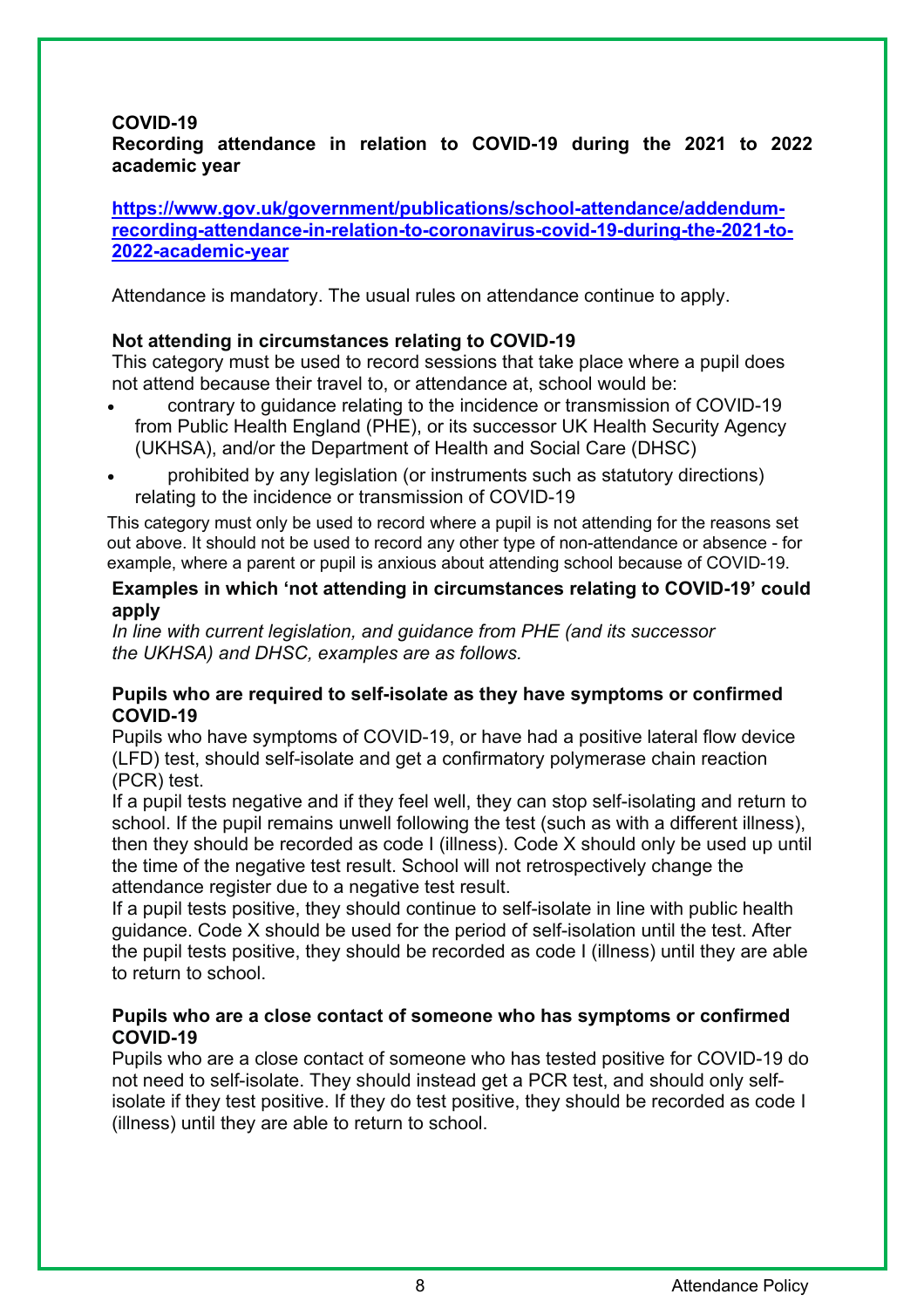**COVID-19**
**Recording attendance in relation to COVID-19 during the 2021 to 2022 academic year**

[https://www.gov.uk/government/publications/school-attendance/addendum-recording-attendance-in-relation-to-coronavirus-covid-19-during-the-2021-to-2022-academic-year](https://www.gov.uk/government/publications/school-attendance/addendum-recording-attendance-in-relation-to-coronavirus-covid-19-during-the-2021-to-2022-academic-year)

Attendance is mandatory. The usual rules on attendance continue to apply.

**Not attending in circumstances relating to COVID-19**
This category must be used to record sessions that take place where a pupil does not attend because their travel to, or attendance at, school would be:

- contrary to guidance relating to the incidence or transmission of COVID-19 from Public Health England (PHE), or its successor UK Health Security Agency (UKHSA), and/or the Department of Health and Social Care (DHSC)
- prohibited by any legislation (or instruments such as statutory directions) relating to the incidence or transmission of COVID-19

This category must only be used to record where a pupil is not attending for the reasons set out above. It should not be used to record any other type of non-attendance or absence - for example, where a parent or pupil is anxious about attending school because of COVID-19.

**Examples in which 'not attending in circumstances relating to COVID-19' could apply**
*In line with current legislation, and guidance from PHE (and its successor the UKHSA) and DHSC, examples are as follows.*

**Pupils who are required to self-isolate as they have symptoms or confirmed COVID-19**
Pupils who have symptoms of COVID-19, or have had a positive lateral flow device (LFD) test, should self-isolate and get a confirmatory polymerase chain reaction (PCR) test.
If a pupil tests negative and if they feel well, they can stop self-isolating and return to school. If the pupil remains unwell following the test (such as with a different illness), then they should be recorded as code I (illness). Code X should only be used up until the time of the negative test result. School will not retrospectively change the attendance register due to a negative test result.
If a pupil tests positive, they should continue to self-isolate in line with public health guidance. Code X should be used for the period of self-isolation until the test. After the pupil tests positive, they should be recorded as code I (illness) until they are able to return to school.

**Pupils who are a close contact of someone who has symptoms or confirmed COVID-19**
Pupils who are a close contact of someone who has tested positive for COVID-19 do not need to self-isolate. They should instead get a PCR test, and should only self-isolate if they test positive. If they do test positive, they should be recorded as code I (illness) until they are able to return to school.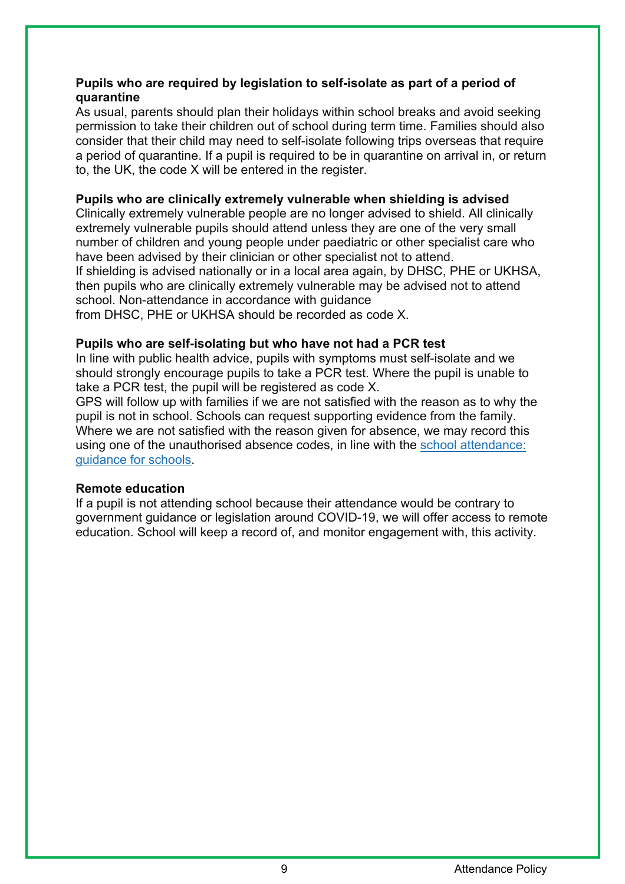**Pupils who are required by legislation to self-isolate as part of a period of quarantine**

As usual, parents should plan their holidays within school breaks and avoid seeking permission to take their children out of school during term time. Families should also consider that their child may need to self-isolate following trips overseas that require a period of quarantine. If a pupil is required to be in quarantine on arrival in, or return to, the UK, the code X will be entered in the register.

**Pupils who are clinically extremely vulnerable when shielding is advised**

Clinically extremely vulnerable people are no longer advised to shield. All clinically extremely vulnerable pupils should attend unless they are one of the very small number of children and young people under paediatric or other specialist care who have been advised by their clinician or other specialist not to attend.
If shielding is advised nationally or in a local area again, by DHSC, PHE or UKHSA, then pupils who are clinically extremely vulnerable may be advised not to attend school. Non-attendance in accordance with guidance
from DHSC, PHE or UKHSA should be recorded as code X.

**Pupils who are self-isolating but who have not had a PCR test**

In line with public health advice, pupils with symptoms must self-isolate and we should strongly encourage pupils to take a PCR test. Where the pupil is unable to take a PCR test, the pupil will be registered as code X.
GPS will follow up with families if we are not satisfied with the reason as to why the pupil is not in school. Schools can request supporting evidence from the family. Where we are not satisfied with the reason given for absence, we may record this using one of the unauthorised absence codes, in line with the school attendance: guidance for schools.

**Remote education**

If a pupil is not attending school because their attendance would be contrary to government guidance or legislation around COVID-19, we will offer access to remote education. School will keep a record of, and monitor engagement with, this activity.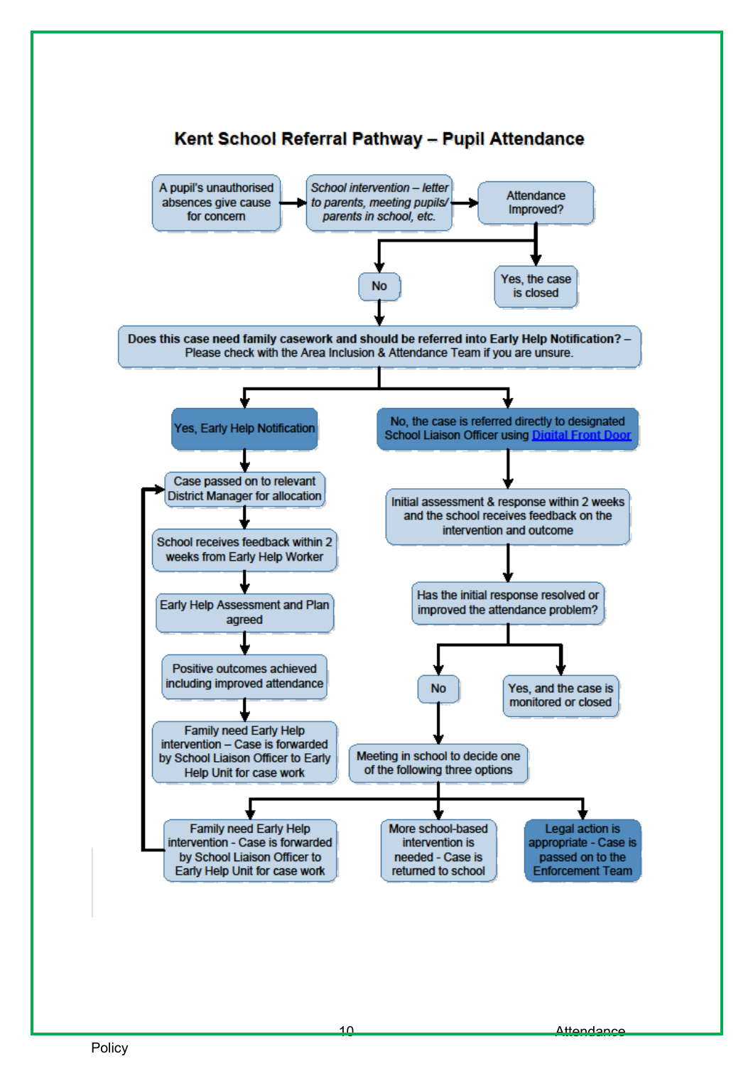# Kent School Referral Pathway – Pupil Attendance

A pupil's unauthorised absences give cause for concern

*School intervention – letter to parents, meeting pupils/ parents in school, etc.*

Attendance Improved?

No

Yes, the case is closed

**Does this case need family casework and should be referred into Early Help Notification? –** Please check with the Area Inclusion & Attendance Team if you are unsure.

Yes, Early Help Notification

Case passed on to relevant District Manager for allocation

School receives feedback within 2 weeks from Early Help Worker

Early Help Assessment and Plan agreed

Positive outcomes achieved including improved attendance

Family need Early Help intervention – Case is forwarded by School Liaison Officer to Early Help Unit for case work

No, the case is referred directly to designated School Liaison Officer using [Digital Front Door]

Initial assessment & response within 2 weeks and the school receives feedback on the intervention and outcome

Has the initial response resolved or improved the attendance problem?

No

Yes, and the case is monitored or closed

Meeting in school to decide one of the following three options

Family need Early Help intervention - Case is forwarded by School Liaison Officer to Early Help Unit for case work

More school-based intervention is needed - Case is returned to school

Legal action is appropriate - Case is passed on to the Enforcement Team